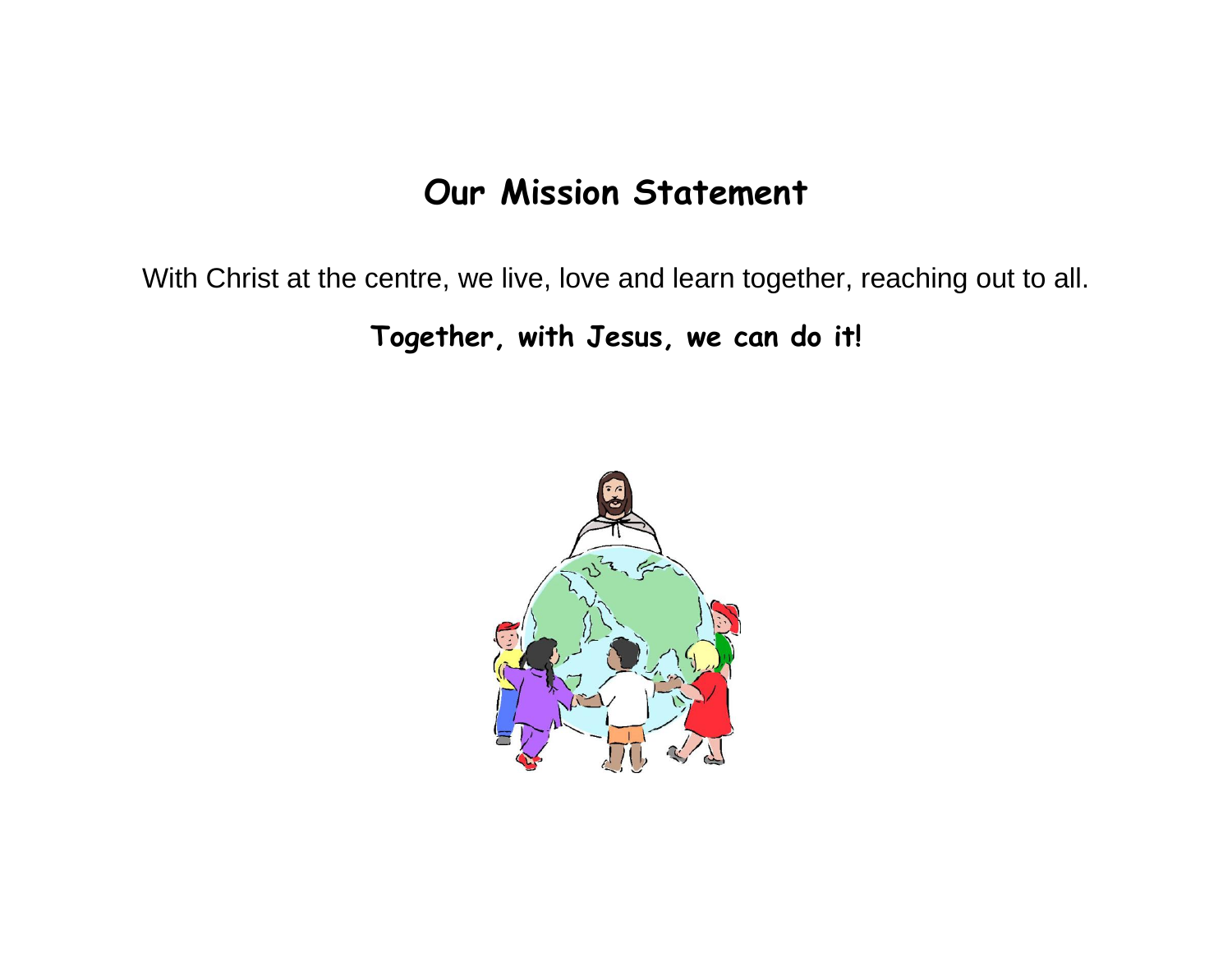# Our Mission Statement

With Christ at the centre, we live, love and learn together, reaching out to all.

**Together, with Jesus, we can do it!**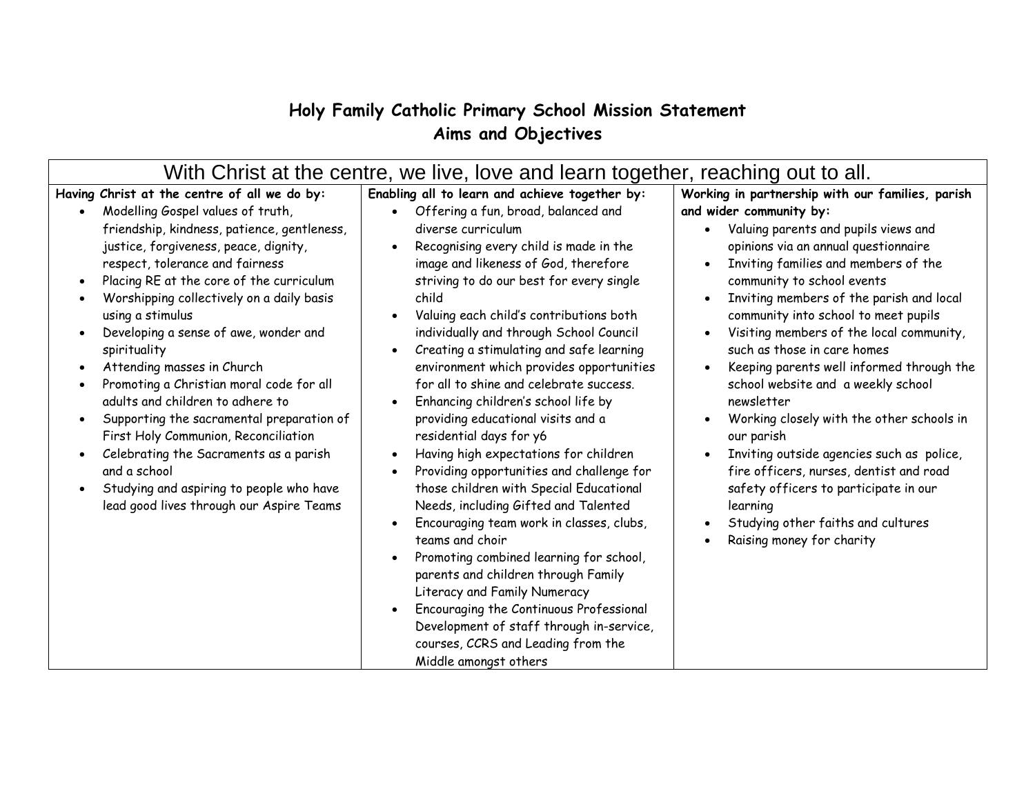# Holy Family Catholic Primary School Mission Statement
## Aims and Objectives

| With Christ at the centre, we live, love and learn together, reaching out to all. | | |
|---|---|---|
| **Having Christ at the centre of all we do by:**<br>• Modelling Gospel values of truth, friendship, kindness, patience, gentleness, justice, forgiveness, peace, dignity, respect, tolerance and fairness<br>• Placing RE at the core of the curriculum<br>• Worshipping collectively on a daily basis using a stimulus<br>• Developing a sense of awe, wonder and spirituality<br>• Attending masses in Church<br>• Promoting a Christian moral code for all adults and children to adhere to<br>• Supporting the sacramental preparation of First Holy Communion, Reconciliation<br>• Celebrating the Sacraments as a parish and a school<br>• Studying and aspiring to people who have lead good lives through our Aspire Teams | **Enabling all to learn and achieve together by:**<br>• Offering a fun, broad, balanced and diverse curriculum<br>• Recognising every child is made in the image and likeness of God, therefore striving to do our best for every single child<br>• Valuing each child's contributions both individually and through School Council<br>• Creating a stimulating and safe learning environment which provides opportunities for all to shine and celebrate success.<br>• Enhancing children's school life by providing educational visits and a residential days for y6<br>• Having high expectations for children<br>• Providing opportunities and challenge for those children with Special Educational Needs, including Gifted and Talented<br>• Encouraging team work in classes, clubs, teams and choir<br>• Promoting combined learning for school, parents and children through Family Literacy and Family Numeracy<br>• Encouraging the Continuous Professional Development of staff through in-service, courses, CCRS and Leading from the Middle amongst others | **Working in partnership with our families, parish and wider community by:**<br>• Valuing parents and pupils views and opinions via an annual questionnaire<br>• Inviting families and members of the community to school events<br>• Inviting members of the parish and local community into school to meet pupils<br>• Visiting members of the local community, such as those in care homes<br>• Keeping parents well informed through the school website and a weekly school newsletter<br>• Working closely with the other schools in our parish<br>• Inviting outside agencies such as police, fire officers, nurses, dentist and road safety officers to participate in our learning<br>• Studying other faiths and cultures<br>• Raising money for charity |